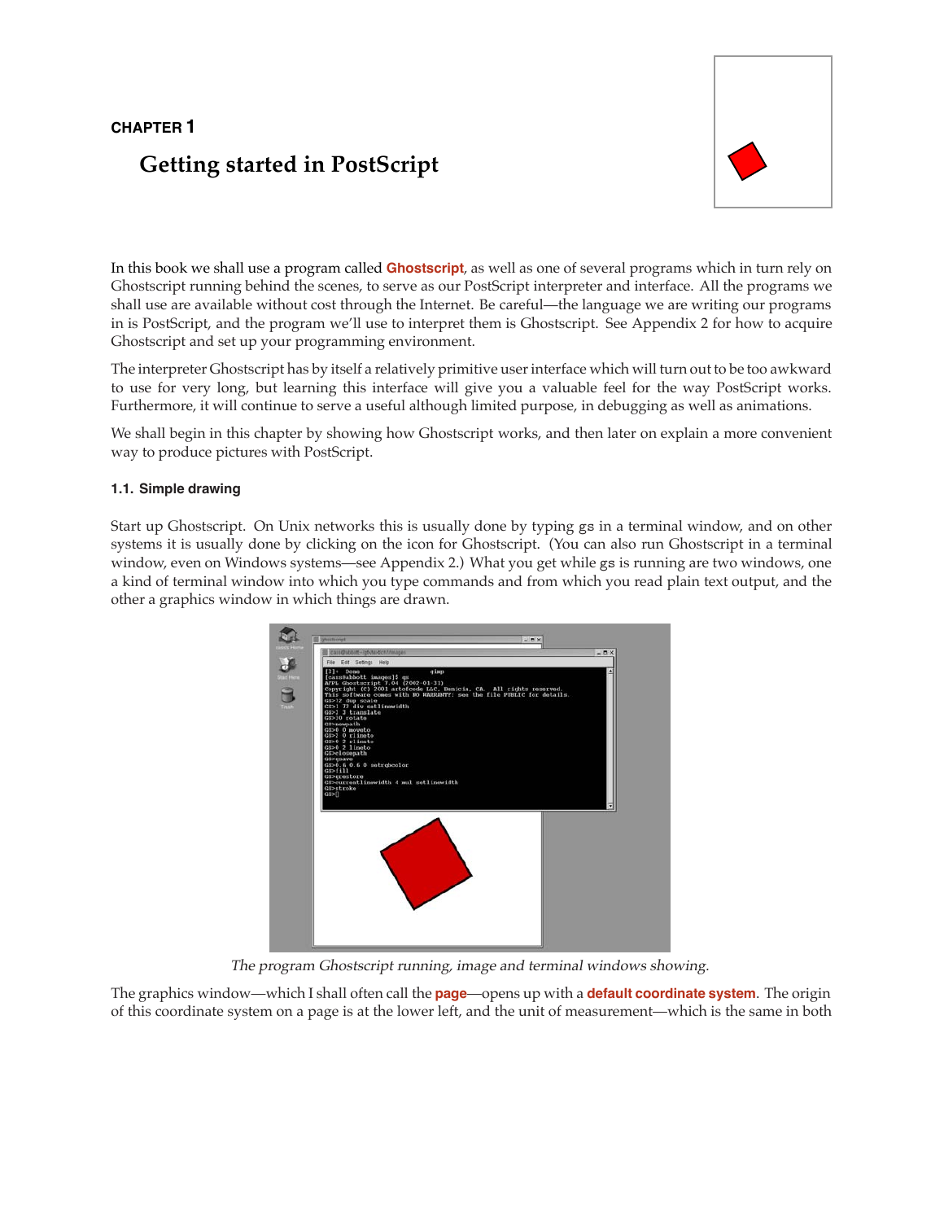CHAPTER 1

# Getting started in PostScript

In this book we shall use a program called **Ghostscript**, as well as one of several programs which in turn rely on Ghostscript running behind the scenes, to serve as our PostScript interpreter and interface. All the programs we shall use are available without cost through the Internet. Be careful—the language we are writing our programs in is PostScript, and the program we'll use to interpret them is Ghostscript. See Appendix 2 for how to acquire Ghostscript and set up your programming environment.

The interpreter Ghostscript has by itself a relatively primitive user interface which will turn out to be too awkward to use for very long, but learning this interface will give you a valuable feel for the way PostScript works. Furthermore, it will continue to serve a useful although limited purpose, in debugging as well as animations.

We shall begin in this chapter by showing how Ghostscript works, and then later on explain a more convenient way to produce pictures with PostScript.

## 1.1. Simple drawing

Start up Ghostscript. On Unix networks this is usually done by typing gs in a terminal window, and on other systems it is usually done by clicking on the icon for Ghostscript. (You can also run Ghostscript in a terminal window, even on Windows systems—see Appendix 2.) What you get while gs is running are two windows, one a kind of terminal window into which you type commands and from which you read plain text output, and the other a graphics window in which things are drawn.

*The program Ghostscript running, image and terminal windows showing.*

The graphics window—which I shall often call the **page**—opens up with a **default coordinate system**. The origin of this coordinate system on a page is at the lower left, and the unit of measurement—which is the same in both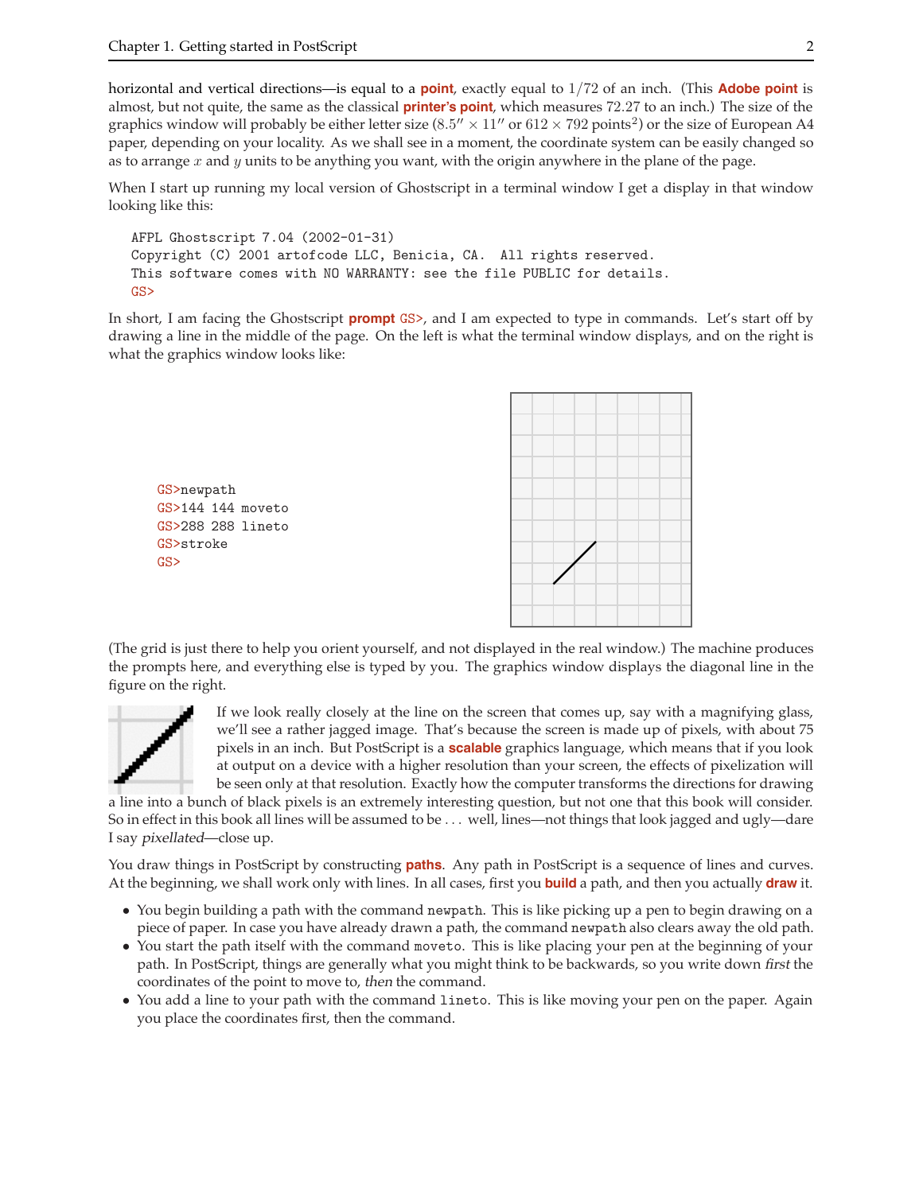horizontal and vertical directions—is equal to a **point**, exactly equal to $1/72$ of an inch. (This **Adobe point** is almost, but not quite, the same as the classical **printer's point**, which measures 72.27 to an inch.) The size of the graphics window will probably be either letter size ($8.5'' \times 11''$ or $612 \times 792$ points$^2$) or the size of European A4 paper, depending on your locality. As we shall see in a moment, the coordinate system can be easily changed so as to arrange $x$ and $y$ units to be anything you want, with the origin anywhere in the plane of the page.

When I start up running my local version of Ghostscript in a terminal window I get a display in that window looking like this:

```
AFPL Ghostscript 7.04 (2002-01-31)
Copyright (C) 2001 artofcode LLC, Benicia, CA.  All rights reserved.
This software comes with NO WARRANTY: see the file PUBLIC for details.
GS>
```

In short, I am facing the Ghostscript **prompt** GS>, and I am expected to type in commands. Let's start off by drawing a line in the middle of the page. On the left is what the terminal window displays, and on the right is what the graphics window looks like:

```
GS>newpath
GS>144 144 moveto
GS>288 288 lineto
GS>stroke
GS>
```

(The grid is just there to help you orient yourself, and not displayed in the real window.) The machine produces the prompts here, and everything else is typed by you. The graphics window displays the diagonal line in the figure on the right.

If we look really closely at the line on the screen that comes up, say with a magnifying glass, we'll see a rather jagged image. That's because the screen is made up of pixels, with about 75 pixels in an inch. But PostScript is a **scalable** graphics language, which means that if you look at output on a device with a higher resolution than your screen, the effects of pixelization will be seen only at that resolution. Exactly how the computer transforms the directions for drawing a line into a bunch of black pixels is an extremely interesting question, but not one that this book will consider. So in effect in this book all lines will be assumed to be ... well, lines—not things that look jagged and ugly—dare I say *pixellated*—close up.

You draw things in PostScript by constructing **paths**. Any path in PostScript is a sequence of lines and curves. At the beginning, we shall work only with lines. In all cases, first you **build** a path, and then you actually **draw** it.

- You begin building a path with the command `newpath`. This is like picking up a pen to begin drawing on a piece of paper. In case you have already drawn a path, the command `newpath` also clears away the old path.
- You start the path itself with the command `moveto`. This is like placing your pen at the beginning of your path. In PostScript, things are generally what you might think to be backwards, so you write down *first* the coordinates of the point to move to, *then* the command.
- You add a line to your path with the command `lineto`. This is like moving your pen on the paper. Again you place the coordinates first, then the command.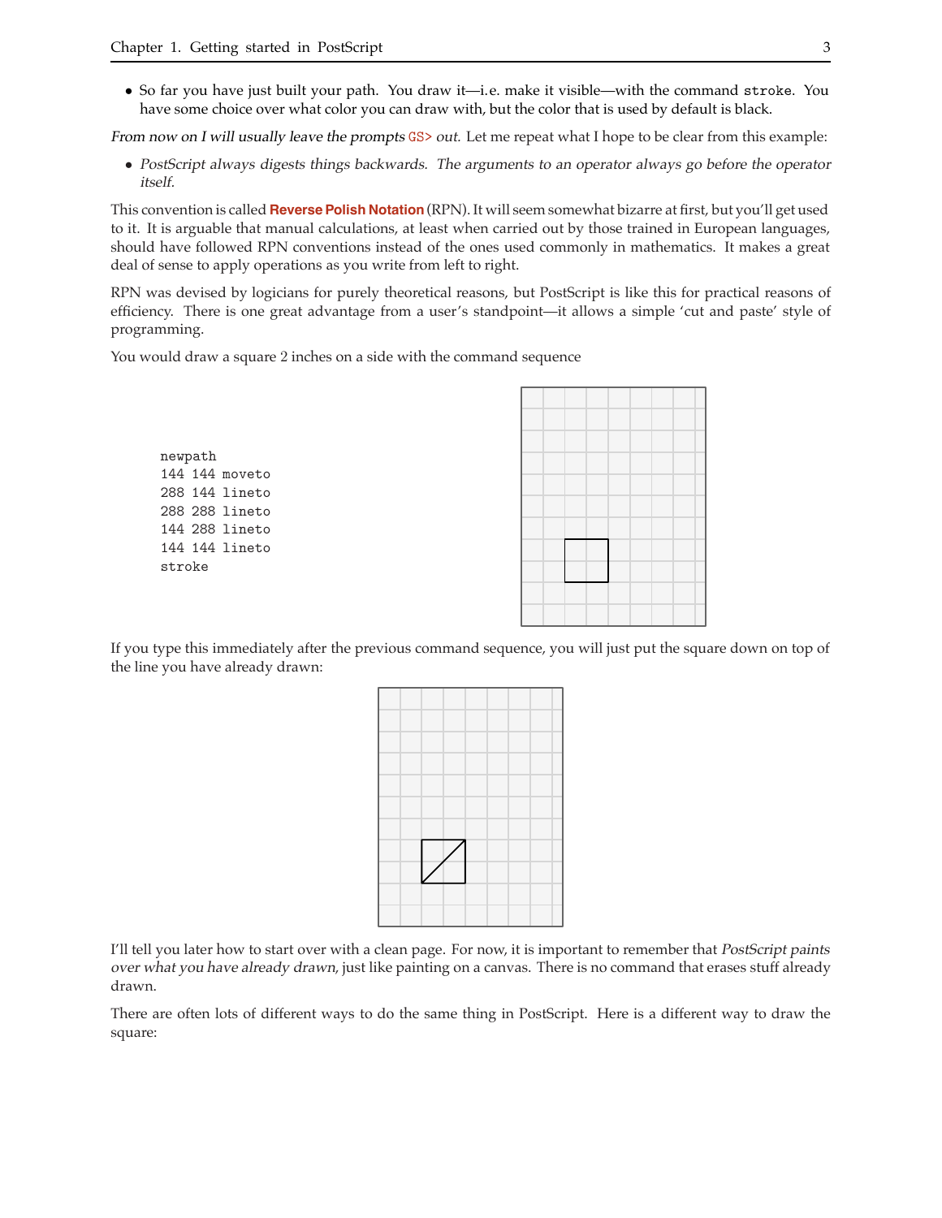- So far you have just built your path. You draw it—i.e. make it visible—with the command `stroke`. You have some choice over what color you can draw with, but the color that is used by default is black.

*From now on I will usually leave the prompts* `GS>` *out.* Let me repeat what I hope to be clear from this example:

- *PostScript always digests things backwards. The arguments to an operator always go before the operator itself.*

This convention is called **Reverse Polish Notation** (RPN). It will seem somewhat bizarre at first, but you'll get used to it. It is arguable that manual calculations, at least when carried out by those trained in European languages, should have followed RPN conventions instead of the ones used commonly in mathematics. It makes a great deal of sense to apply operations as you write from left to right.

RPN was devised by logicians for purely theoretical reasons, but PostScript is like this for practical reasons of efficiency. There is one great advantage from a user's standpoint—it allows a simple 'cut and paste' style of programming.

You would draw a square 2 inches on a side with the command sequence

```
newpath
144 144 moveto
288 144 lineto
288 288 lineto
144 288 lineto
144 144 lineto
stroke
```

If you type this immediately after the previous command sequence, you will just put the square down on top of the line you have already drawn:

I'll tell you later how to start over with a clean page. For now, it is important to remember that *PostScript paints over what you have already drawn*, just like painting on a canvas. There is no command that erases stuff already drawn.

There are often lots of different ways to do the same thing in PostScript. Here is a different way to draw the square: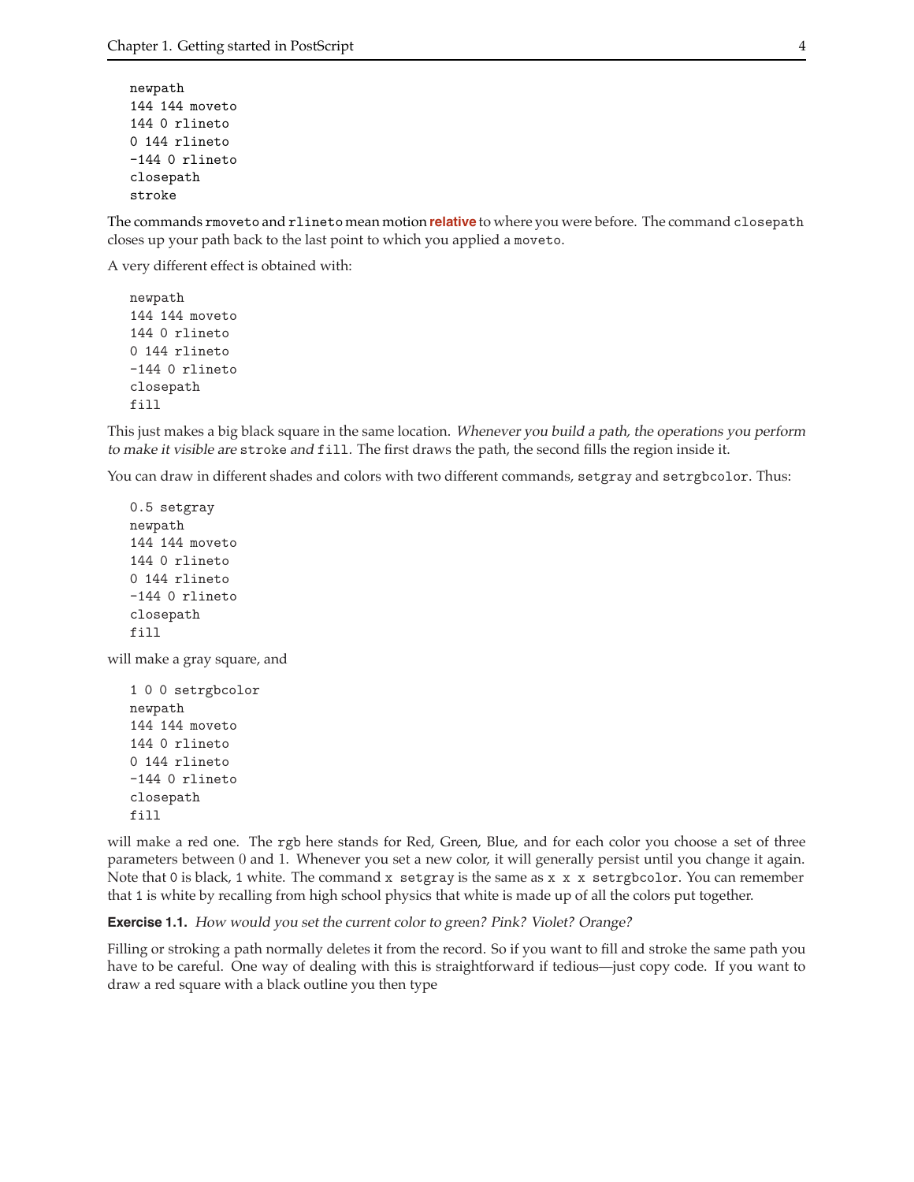```
newpath
144 144 moveto
144 0 rlineto
0 144 rlineto
-144 0 rlineto
closepath
stroke
```

The commands `rmoveto` and `rlineto` mean motion **relative** to where you were before. The command `closepath` closes up your path back to the last point to which you applied a `moveto`.

A very different effect is obtained with:

```
newpath
144 144 moveto
144 0 rlineto
0 144 rlineto
-144 0 rlineto
closepath
fill
```

This just makes a big black square in the same location. *Whenever you build a path, the operations you perform to make it visible are* `stroke` *and* `fill`. The first draws the path, the second fills the region inside it.

You can draw in different shades and colors with two different commands, `setgray` and `setrgbcolor`. Thus:

```
0.5 setgray
newpath
144 144 moveto
144 0 rlineto
0 144 rlineto
-144 0 rlineto
closepath
fill
```

will make a gray square, and

```
1 0 0 setrgbcolor
newpath
144 144 moveto
144 0 rlineto
0 144 rlineto
-144 0 rlineto
closepath
fill
```

will make a red one. The `rgb` here stands for Red, Green, Blue, and for each color you choose a set of three parameters between 0 and 1. Whenever you set a new color, it will generally persist until you change it again. Note that `0` is black, `1` white. The command `x setgray` is the same as `x x x setrgbcolor`. You can remember that `1` is white by recalling from high school physics that white is made up of all the colors put together.

**Exercise 1.1.** *How would you set the current color to green? Pink? Violet? Orange?*

Filling or stroking a path normally deletes it from the record. So if you want to fill and stroke the same path you have to be careful. One way of dealing with this is straightforward if tedious—just copy code. If you want to draw a red square with a black outline you then type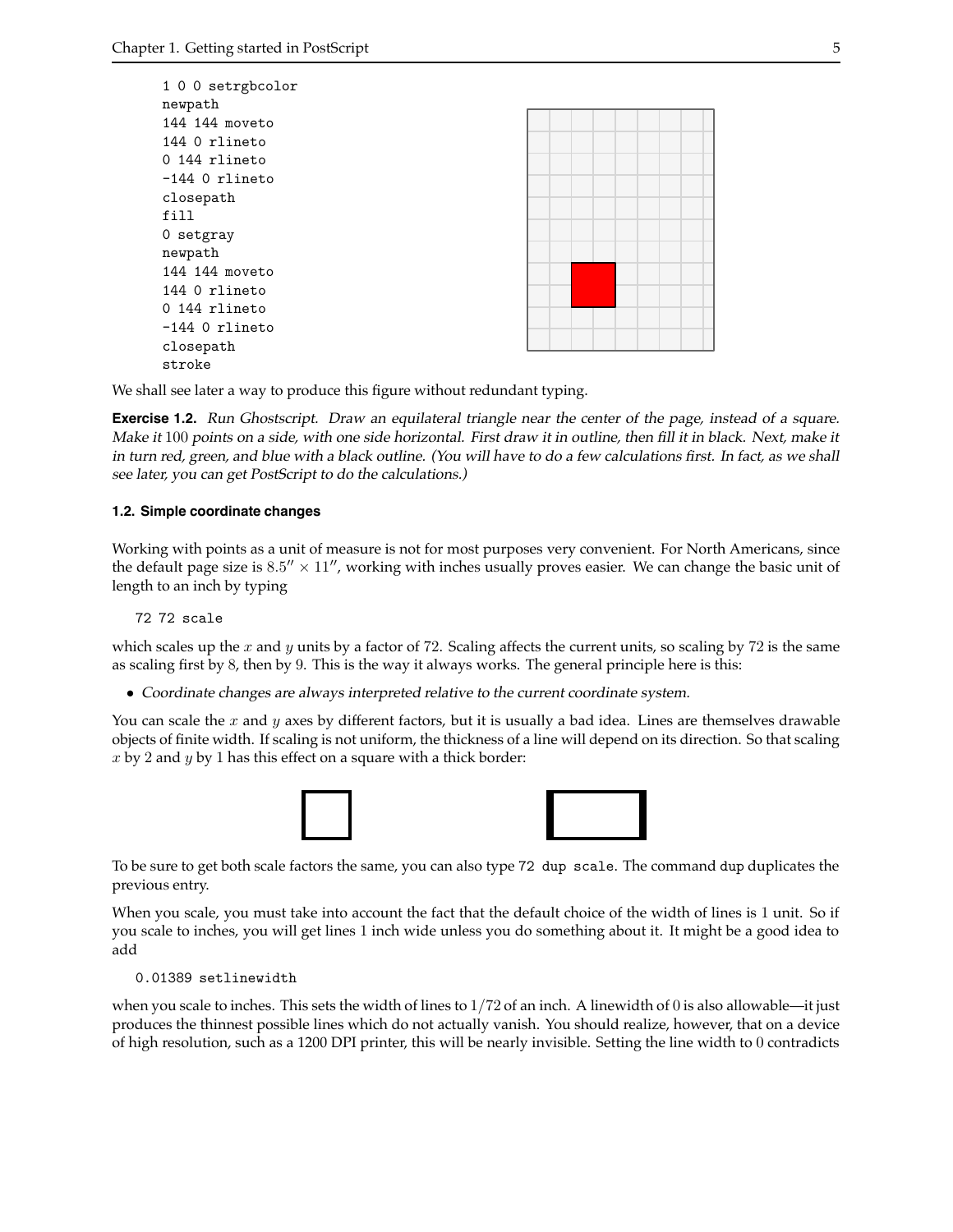```
1 0 0 setrgbcolor
newpath
144 144 moveto
144 0 rlineto
0 144 rlineto
-144 0 rlineto
closepath
fill
0 setgray
newpath
144 144 moveto
144 0 rlineto
0 144 rlineto
-144 0 rlineto
closepath
stroke
```

We shall see later a way to produce this figure without redundant typing.

**Exercise 1.2.** *Run Ghostscript. Draw an equilateral triangle near the center of the page, instead of a square. Make it* $100$ *points on a side, with one side horizontal. First draw it in outline, then fill it in black. Next, make it in turn red, green, and blue with a black outline. (You will have to do a few calculations first. In fact, as we shall see later, you can get PostScript to do the calculations.)*

### 1.2. Simple coordinate changes

Working with points as a unit of measure is not for most purposes very convenient. For North Americans, since the default page size is $8.5'' \times 11''$, working with inches usually proves easier. We can change the basic unit of length to an inch by typing

```
72 72 scale
```

which scales up the $x$ and $y$ units by a factor of 72. Scaling affects the current units, so scaling by 72 is the same as scaling first by 8, then by 9. This is the way it always works. The general principle here is this:

- *Coordinate changes are always interpreted relative to the current coordinate system.*

You can scale the $x$ and $y$ axes by different factors, but it is usually a bad idea. Lines are themselves drawable objects of finite width. If scaling is not uniform, the thickness of a line will depend on its direction. So that scaling $x$ by 2 and $y$ by 1 has this effect on a square with a thick border:

To be sure to get both scale factors the same, you can also type `72 dup scale`. The command `dup` duplicates the previous entry.

When you scale, you must take into account the fact that the default choice of the width of lines is 1 unit. So if you scale to inches, you will get lines 1 inch wide unless you do something about it. It might be a good idea to add

```
0.01389 setlinewidth
```

when you scale to inches. This sets the width of lines to $1/72$ of an inch. A linewidth of $0$ is also allowable—it just produces the thinnest possible lines which do not actually vanish. You should realize, however, that on a device of high resolution, such as a 1200 DPI printer, this will be nearly invisible. Setting the line width to $0$ contradicts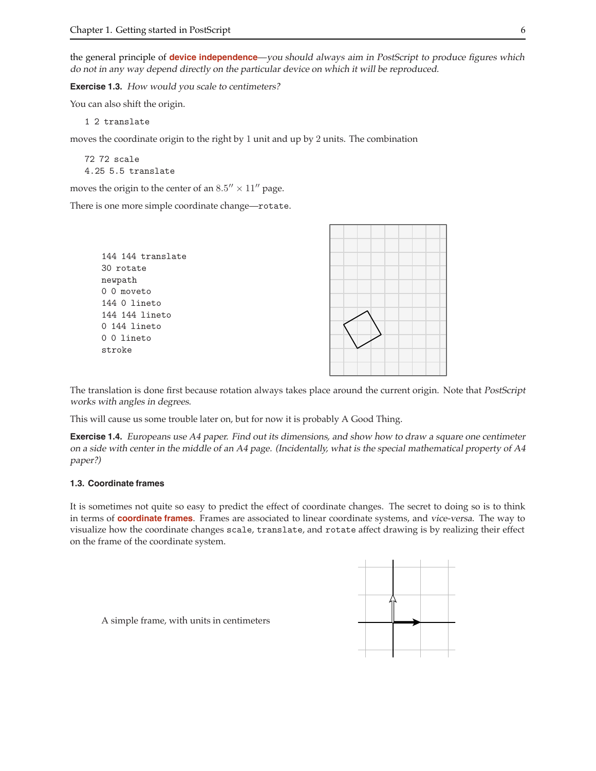the general principle of **device independence**—*you should always aim in PostScript to produce figures which do not in any way depend directly on the particular device on which it will be reproduced.*

**Exercise 1.3.** *How would you scale to centimeters?*

You can also shift the origin.

```
1 2 translate
```

moves the coordinate origin to the right by 1 unit and up by 2 units. The combination

```
72 72 scale
4.25 5.5 translate
```

moves the origin to the center of an $8.5'' \times 11''$ page.

There is one more simple coordinate change—`rotate`.

```
144 144 translate
30 rotate
newpath
0 0 moveto
144 0 lineto
144 144 lineto
0 144 lineto
0 0 lineto
stroke
```

The translation is done first because rotation always takes place around the current origin. Note that *PostScript works with angles in degrees*.

This will cause us some trouble later on, but for now it is probably A Good Thing.

**Exercise 1.4.** *Europeans use A4 paper. Find out its dimensions, and show how to draw a square one centimeter on a side with center in the middle of an A4 page. (Incidentally, what is the special mathematical property of A4 paper?)*

### 1.3. Coordinate frames

It is sometimes not quite so easy to predict the effect of coordinate changes. The secret to doing so is to think in terms of **coordinate frames**. Frames are associated to linear coordinate systems, and *vice-versa*. The way to visualize how the coordinate changes `scale`, `translate`, and `rotate` affect drawing is by realizing their effect on the frame of the coordinate system.

A simple frame, with units in centimeters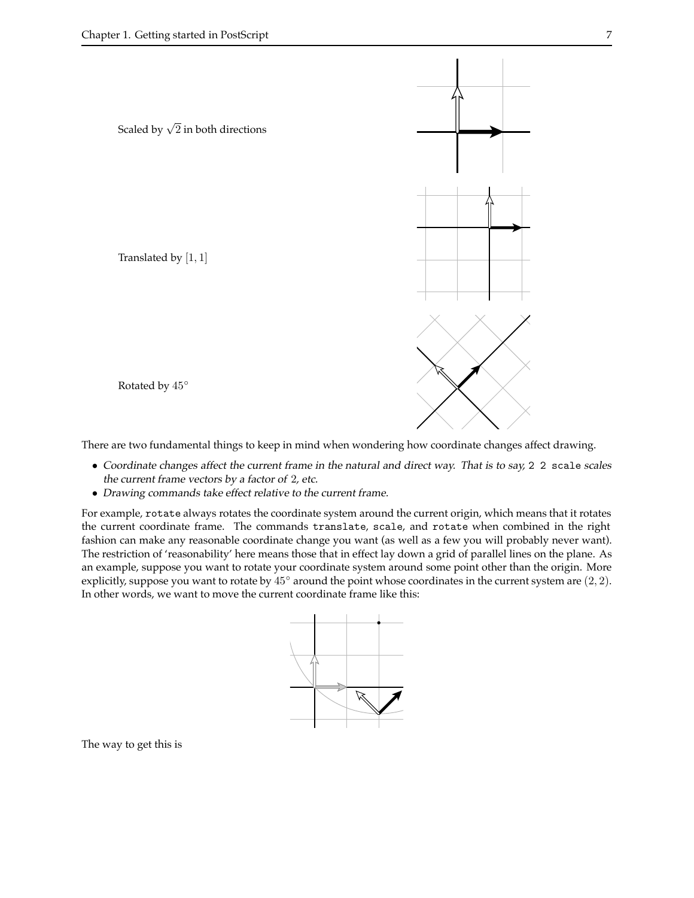Scaled by $\sqrt{2}$ in both directions

Translated by $[1, 1]$

Rotated by $45^\circ$

There are two fundamental things to keep in mind when wondering how coordinate changes affect drawing.

- *Coordinate changes affect the current frame in the natural and direct way. That is to say,* `2 2 scale` *scales the current frame vectors by a factor of 2, etc.*
- *Drawing commands take effect relative to the current frame.*

For example, `rotate` always rotates the coordinate system around the current origin, which means that it rotates the current coordinate frame. The commands `translate`, `scale`, and `rotate` when combined in the right fashion can make any reasonable coordinate change you want (as well as a few you will probably never want). The restriction of 'reasonability' here means those that in effect lay down a grid of parallel lines on the plane. As an example, suppose you want to rotate your coordinate system around some point other than the origin. More explicitly, suppose you want to rotate by $45^\circ$ around the point whose coordinates in the current system are $(2, 2)$. In other words, we want to move the current coordinate frame like this:

The way to get this is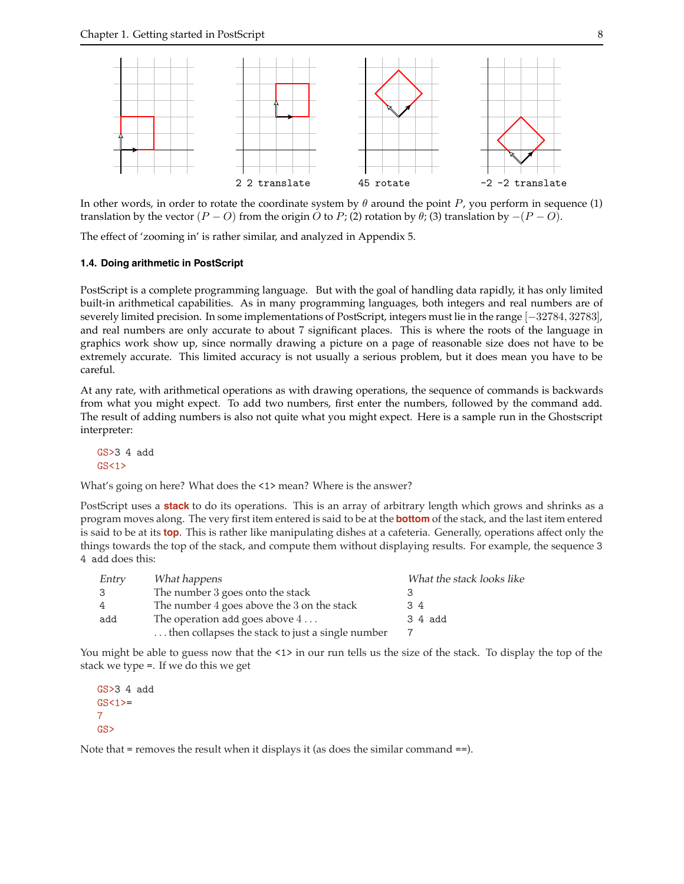2 2 translate    45 rotate    -2 -2 translate

In other words, in order to rotate the coordinate system by $\theta$ around the point $P$, you perform in sequence (1) translation by the vector $(P - O)$ from the origin $O$ to $P$; (2) rotation by $\theta$; (3) translation by $-(P - O)$.

The effect of 'zooming in' is rather similar, and analyzed in Appendix 5.

### 1.4. Doing arithmetic in PostScript

PostScript is a complete programming language. But with the goal of handling data rapidly, it has only limited built-in arithmetical capabilities. As in many programming languages, both integers and real numbers are of severely limited precision. In some implementations of PostScript, integers must lie in the range $[-32784, 32783]$, and real numbers are only accurate to about 7 significant places. This is where the roots of the language in graphics work show up, since normally drawing a picture on a page of reasonable size does not have to be extremely accurate. This limited accuracy is not usually a serious problem, but it does mean you have to be careful.

At any rate, with arithmetical operations as with drawing operations, the sequence of commands is backwards from what you might expect. To add two numbers, first enter the numbers, followed by the command `add`. The result of adding numbers is also not quite what you might expect. Here is a sample run in the Ghostscript interpreter:

```
GS>3 4 add
GS<1>
```

What's going on here? What does the `<1>` mean? Where is the answer?

PostScript uses a **stack** to do its operations. This is an array of arbitrary length which grows and shrinks as a program moves along. The very first item entered is said to be at the **bottom** of the stack, and the last item entered is said to be at its **top**. This is rather like manipulating dishes at a cafeteria. Generally, operations affect only the things towards the top of the stack, and compute them without displaying results. For example, the sequence `3 4 add` does this:

| *Entry* | *What happens* | *What the stack looks like* |
|---|---|---|
| `3` | The number 3 goes onto the stack | `3` |
| `4` | The number 4 goes above the 3 on the stack | `3 4` |
| `add` | The operation `add` goes above 4 . . . | `3 4 add` |
| | . . . then collapses the stack to just a single number | `7` |

You might be able to guess now that the `<1>` in our run tells us the size of the stack. To display the top of the stack we type `=`. If we do this we get

```
GS>3 4 add
GS<1>=
7
GS>
```

Note that `=` removes the result when it displays it (as does the similar command `==`).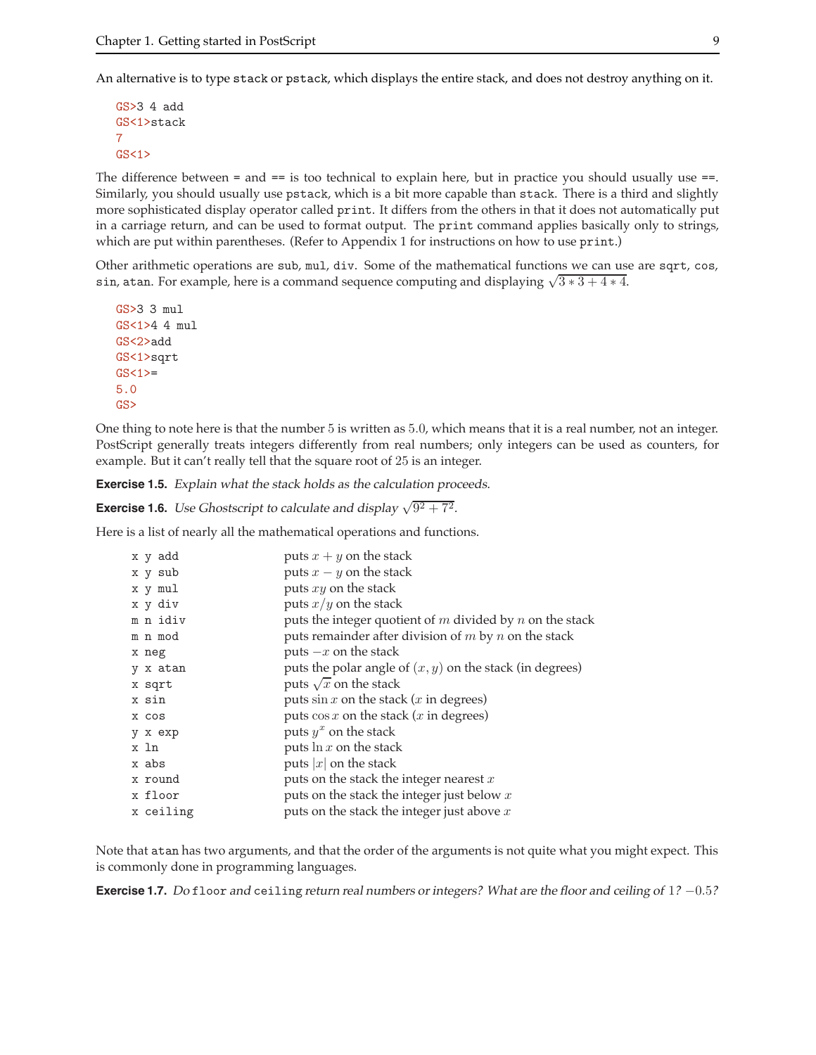An alternative is to type `stack` or `pstack`, which displays the entire stack, and does not destroy anything on it.

```
GS>3 4 add
GS<1>stack
7
GS<1>
```

The difference between `=` and `==` is too technical to explain here, but in practice you should usually use `==`. Similarly, you should usually use `pstack`, which is a bit more capable than `stack`. There is a third and slightly more sophisticated display operator called `print`. It differs from the others in that it does not automatically put in a carriage return, and can be used to format output. The `print` command applies basically only to strings, which are put within parentheses. (Refer to Appendix 1 for instructions on how to use `print`.)

Other arithmetic operations are `sub`, `mul`, `div`. Some of the mathematical functions we can use are `sqrt`, `cos`, `sin`, `atan`. For example, here is a command sequence computing and displaying $\sqrt{3*3+4*4}$.

```
GS>3 3 mul
GS<1>4 4 mul
GS<2>add
GS<1>sqrt
GS<1>=
5.0
GS>
```

One thing to note here is that the number 5 is written as 5.0, which means that it is a real number, not an integer. PostScript generally treats integers differently from real numbers; only integers can be used as counters, for example. But it can't really tell that the square root of 25 is an integer.

**Exercise 1.5.** *Explain what the stack holds as the calculation proceeds.*

**Exercise 1.6.** *Use Ghostscript to calculate and display* $\sqrt{9^2+7^2}$.

Here is a list of nearly all the mathematical operations and functions.

| | |
|---|---|
| `x y add` | puts $x+y$ on the stack |
| `x y sub` | puts $x-y$ on the stack |
| `x y mul` | puts $xy$ on the stack |
| `x y div` | puts $x/y$ on the stack |
| `m n idiv` | puts the integer quotient of $m$ divided by $n$ on the stack |
| `m n mod` | puts remainder after division of $m$ by $n$ on the stack |
| `x neg` | puts $-x$ on the stack |
| `y x atan` | puts the polar angle of $(x,y)$ on the stack (in degrees) |
| `x sqrt` | puts $\sqrt{x}$ on the stack |
| `x sin` | puts $\sin x$ on the stack ($x$ in degrees) |
| `x cos` | puts $\cos x$ on the stack ($x$ in degrees) |
| `y x exp` | puts $y^x$ on the stack |
| `x ln` | puts $\ln x$ on the stack |
| `x abs` | puts $\lvert x\rvert$ on the stack |
| `x round` | puts on the stack the integer nearest $x$ |
| `x floor` | puts on the stack the integer just below $x$ |
| `x ceiling` | puts on the stack the integer just above $x$ |

Note that `atan` has two arguments, and that the order of the arguments is not quite what you might expect. This is commonly done in programming languages.

**Exercise 1.7.** *Do* `floor` *and* `ceiling` *return real numbers or integers? What are the floor and ceiling of* $1$*?* $-0.5$*?*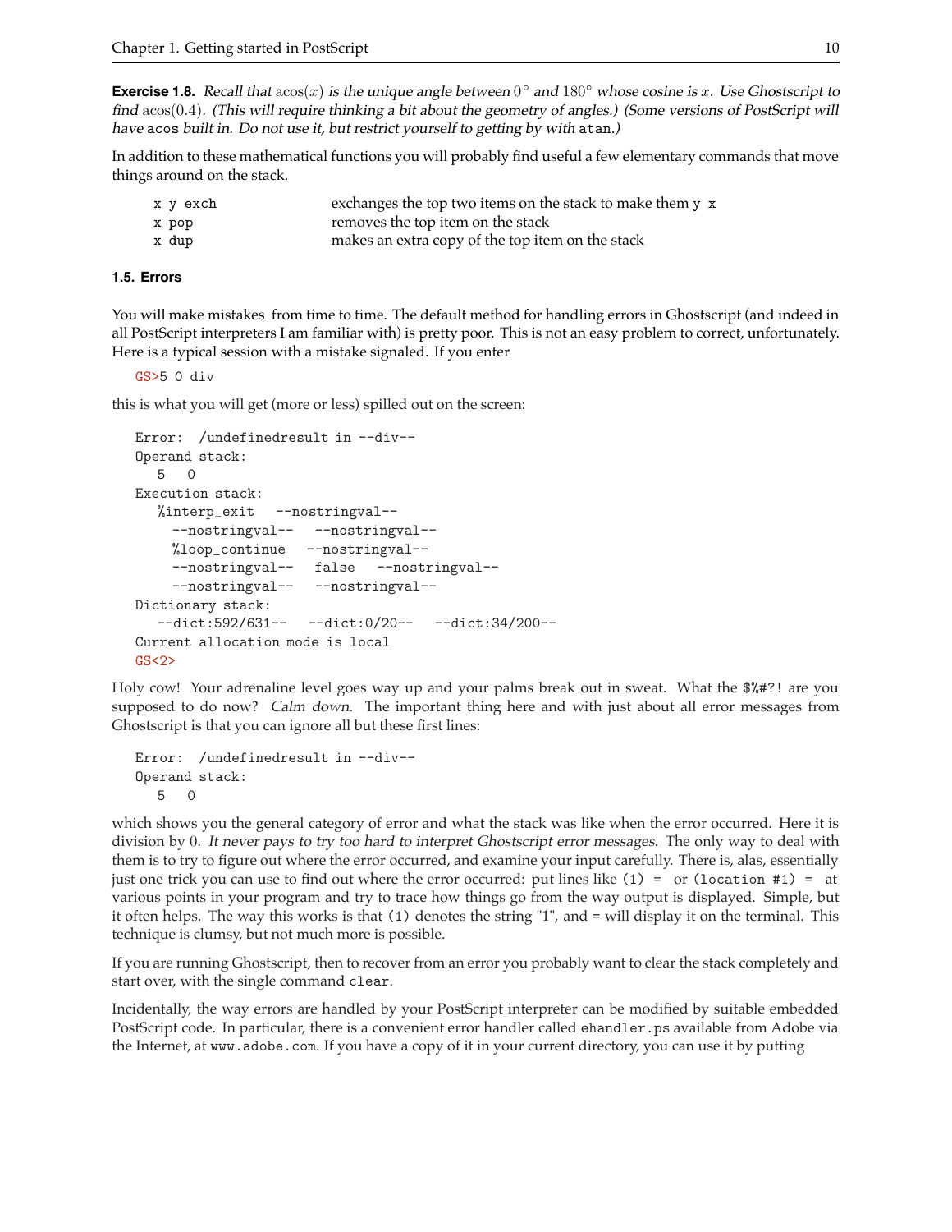**Exercise 1.8.** *Recall that* $\mathrm{acos}(x)$ *is the unique angle between* $0^\circ$ *and* $180^\circ$ *whose cosine is* $x$*. Use Ghostscript to find* $\mathrm{acos}(0.4)$*. (This will require thinking a bit about the geometry of angles.) (Some versions of PostScript will have* `acos` *built in. Do not use it, but restrict yourself to getting by with* `atan`*.)*

In addition to these mathematical functions you will probably find useful a few elementary commands that move things around on the stack.

| | |
|---|---|
| `x y exch` | exchanges the top two items on the stack to make them `y x` |
| `x pop` | removes the top item on the stack |
| `x dup` | makes an extra copy of the top item on the stack |

### 1.5. Errors

You will make mistakes from time to time. The default method for handling errors in Ghostscript (and indeed in all PostScript interpreters I am familiar with) is pretty poor. This is not an easy problem to correct, unfortunately. Here is a typical session with a mistake signaled. If you enter

```
GS>5 0 div
```

this is what you will get (more or less) spilled out on the screen:

```
Error:  /undefinedresult in --div--
Operand stack:
   5   0
Execution stack:
   %interp_exit   --nostringval--
     --nostringval--   --nostringval--
     %loop_continue   --nostringval--
     --nostringval--   false   --nostringval--
     --nostringval--   --nostringval--
Dictionary stack:
   --dict:592/631--   --dict:0/20--   --dict:34/200--
Current allocation mode is local
GS<2>
```

Holy cow! Your adrenaline level goes way up and your palms break out in sweat. What the $%#?! are you supposed to do now? *Calm down.* The important thing here and with just about all error messages from Ghostscript is that you can ignore all but these first lines:

```
Error:  /undefinedresult in --div--
Operand stack:
   5   0
```

which shows you the general category of error and what the stack was like when the error occurred. Here it is division by 0. *It never pays to try too hard to interpret Ghostscript error messages.* The only way to deal with them is to try to figure out where the error occurred, and examine your input carefully. There is, alas, essentially just one trick you can use to find out where the error occurred: put lines like `(1) =` or `(location #1) =` at various points in your program and try to trace how things go from the way output is displayed. Simple, but it often helps. The way this works is that `(1)` denotes the string "1", and `=` will display it on the terminal. This technique is clumsy, but not much more is possible.

If you are running Ghostscript, then to recover from an error you probably want to clear the stack completely and start over, with the single command `clear`.

Incidentally, the way errors are handled by your PostScript interpreter can be modified by suitable embedded PostScript code. In particular, there is a convenient error handler called `ehandler.ps` available from Adobe via the Internet, at `www.adobe.com`. If you have a copy of it in your current directory, you can use it by putting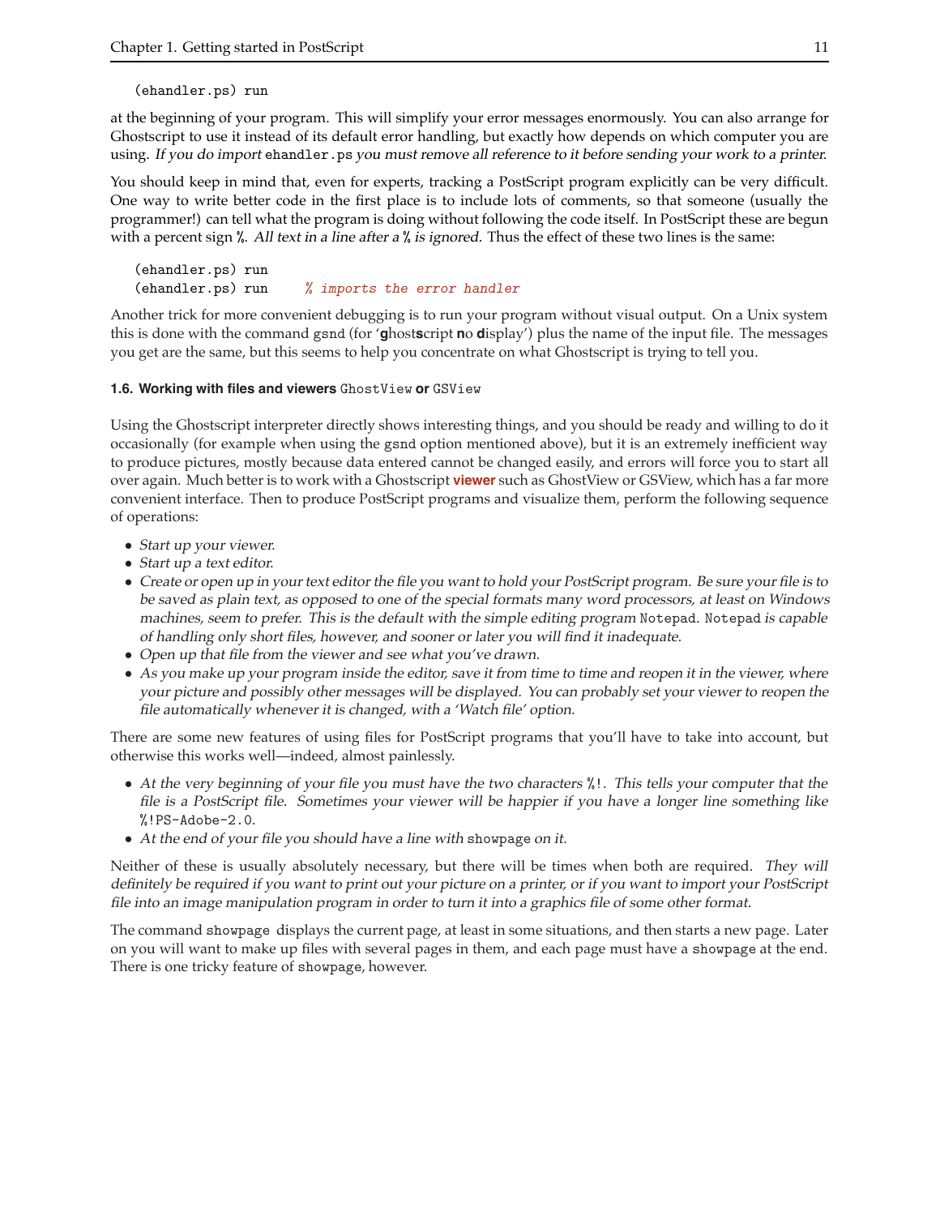```
(ehandler.ps) run
```

at the beginning of your program. This will simplify your error messages enormously. You can also arrange for Ghostscript to use it instead of its default error handling, but exactly how depends on which computer you are using. *If you do import* `ehandler.ps` *you must remove all reference to it before sending your work to a printer.*

You should keep in mind that, even for experts, tracking a PostScript program explicitly can be very difficult. One way to write better code in the first place is to include lots of comments, so that someone (usually the programmer!) can tell what the program is doing without following the code itself. In PostScript these are begun with a percent sign `%`. *All text in a line after a `%` is ignored.* Thus the effect of these two lines is the same:

```
(ehandler.ps) run
(ehandler.ps) run     % imports the error handler
```

Another trick for more convenient debugging is to run your program without visual output. On a Unix system this is done with the command `gsnd` (for '**g**host**s**cript **n**o **d**isplay') plus the name of the input file. The messages you get are the same, but this seems to help you concentrate on what Ghostscript is trying to tell you.

### 1.6. Working with files and viewers `GhostView` or `GSView`

Using the Ghostscript interpreter directly shows interesting things, and you should be ready and willing to do it occasionally (for example when using the `gsnd` option mentioned above), but it is an extremely inefficient way to produce pictures, mostly because data entered cannot be changed easily, and errors will force you to start all over again. Much better is to work with a Ghostscript **viewer** such as GhostView or GSView, which has a far more convenient interface. Then to produce PostScript programs and visualize them, perform the following sequence of operations:

- *Start up your viewer.*
- *Start up a text editor.*
- *Create or open up in your text editor the file you want to hold your PostScript program. Be sure your file is to be saved as plain text, as opposed to one of the special formats many word processors, at least on Windows machines, seem to prefer. This is the default with the simple editing program* `Notepad`*.* `Notepad` *is capable of handling only short files, however, and sooner or later you will find it inadequate.*
- *Open up that file from the viewer and see what you've drawn.*
- *As you make up your program inside the editor, save it from time to time and reopen it in the viewer, where your picture and possibly other messages will be displayed. You can probably set your viewer to reopen the file automatically whenever it is changed, with a 'Watch file' option.*

There are some new features of using files for PostScript programs that you'll have to take into account, but otherwise this works well—indeed, almost painlessly.

- *At the very beginning of your file you must have the two characters* `%!`*. This tells your computer that the file is a PostScript file. Sometimes your viewer will be happier if you have a longer line something like* `%!PS-Adobe-2.0`*.*
- *At the end of your file you should have a line with* `showpage` *on it.*

Neither of these is usually absolutely necessary, but there will be times when both are required. *They will definitely be required if you want to print out your picture on a printer, or if you want to import your PostScript file into an image manipulation program in order to turn it into a graphics file of some other format.*

The command `showpage` displays the current page, at least in some situations, and then starts a new page. Later on you will want to make up files with several pages in them, and each page must have a `showpage` at the end. There is one tricky feature of `showpage`, however.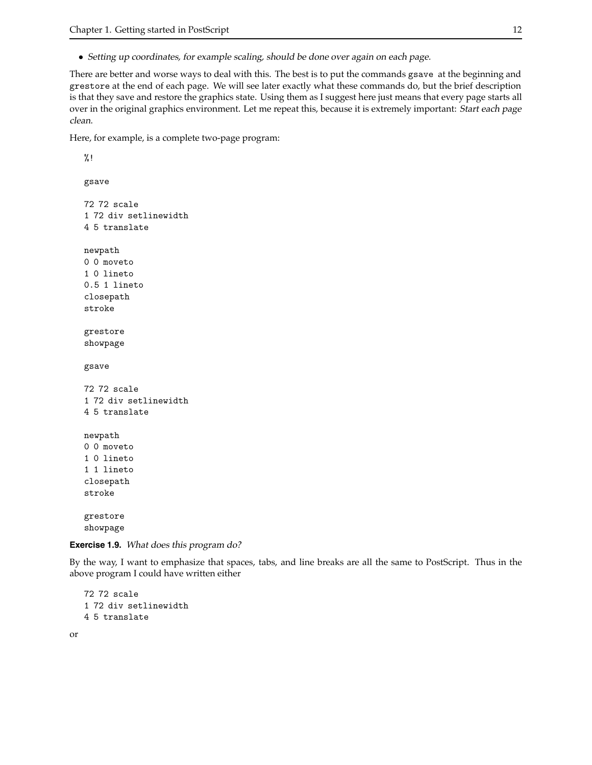- *Setting up coordinates, for example scaling, should be done over again on each page.*

There are better and worse ways to deal with this. The best is to put the commands `gsave` at the beginning and `grestore` at the end of each page. We will see later exactly what these commands do, but the brief description is that they save and restore the graphics state. Using them as I suggest here just means that every page starts all over in the original graphics environment. Let me repeat this, because it is extremely important: *Start each page clean.*

Here, for example, is a complete two-page program:

```
%!

gsave

72 72 scale
1 72 div setlinewidth
4 5 translate

newpath
0 0 moveto
1 0 lineto
0.5 1 lineto
closepath
stroke

grestore
showpage

gsave

72 72 scale
1 72 div setlinewidth
4 5 translate

newpath
0 0 moveto
1 0 lineto
1 1 lineto
closepath
stroke

grestore
showpage
```

**Exercise 1.9.** *What does this program do?*

By the way, I want to emphasize that spaces, tabs, and line breaks are all the same to PostScript. Thus in the above program I could have written either

```
72 72 scale
1 72 div setlinewidth
4 5 translate
```

or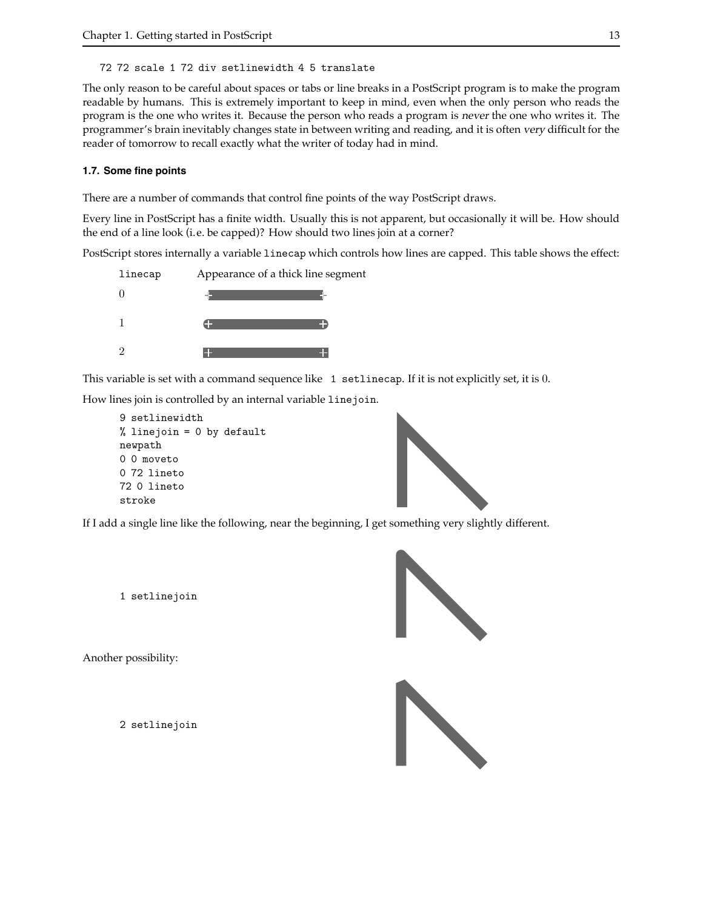```
72 72 scale 1 72 div setlinewidth 4 5 translate
```

The only reason to be careful about spaces or tabs or line breaks in a PostScript program is to make the program readable by humans. This is extremely important to keep in mind, even when the only person who reads the program is the one who writes it. Because the person who reads a program is *never* the one who writes it. The programmer's brain inevitably changes state in between writing and reading, and it is often *very* difficult for the reader of tomorrow to recall exactly what the writer of today had in mind.

### 1.7. Some fine points

There are a number of commands that control fine points of the way PostScript draws.

Every line in PostScript has a finite width. Usually this is not apparent, but occasionally it will be. How should the end of a line look (i.e. be capped)? How should two lines join at a corner?

PostScript stores internally a variable `linecap` which controls how lines are capped. This table shows the effect:

| `linecap` | Appearance of a thick line segment |
|---|---|
| 0 | |
| 1 | |
| 2 | |

This variable is set with a command sequence like `1 setlinecap`. If it is not explicitly set, it is 0.

How lines join is controlled by an internal variable `linejoin`.

```
9 setlinewidth
% linejoin = 0 by default
newpath
0 0 moveto
0 72 lineto
72 0 lineto
stroke
```

If I add a single line like the following, near the beginning, I get something very slightly different.

```
1 setlinejoin
```

Another possibility:

```
2 setlinejoin
```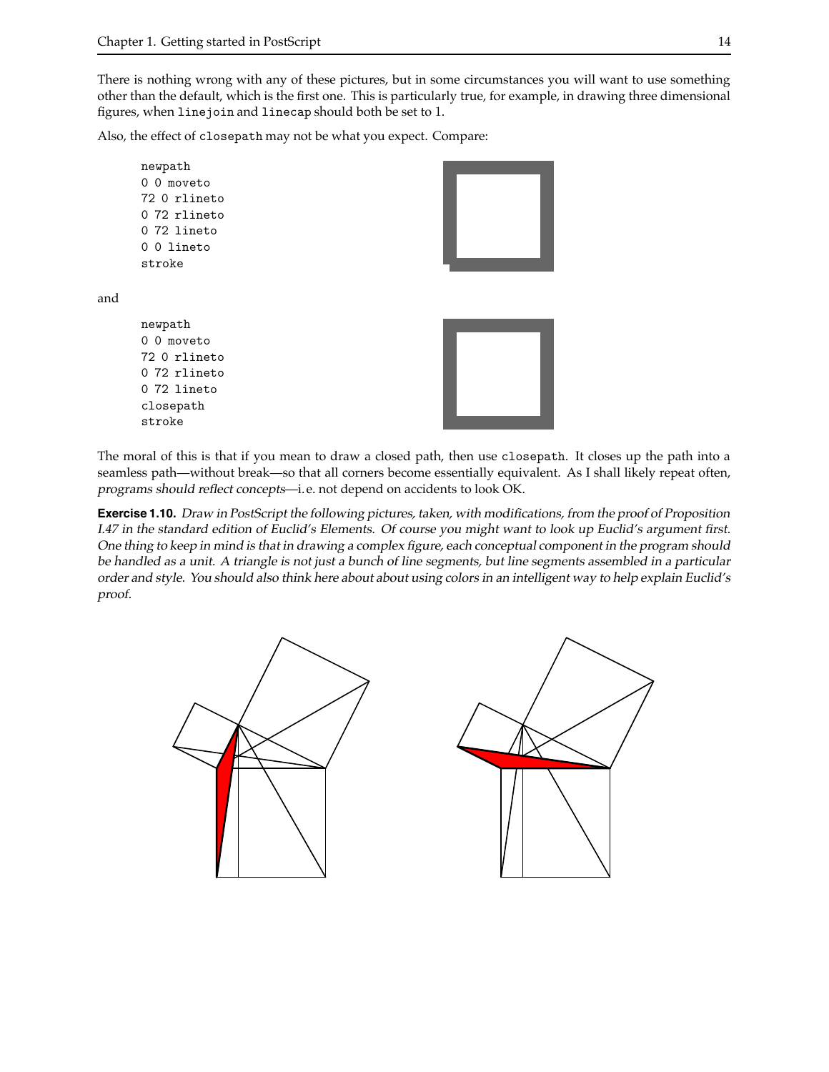There is nothing wrong with any of these pictures, but in some circumstances you will want to use something other than the default, which is the first one. This is particularly true, for example, in drawing three dimensional figures, when `linejoin` and `linecap` should both be set to 1.

Also, the effect of `closepath` may not be what you expect. Compare:

```
newpath
0 0 moveto
72 0 rlineto
0 72 rlineto
0 72 lineto
0 0 lineto
stroke
```

and

```
newpath
0 0 moveto
72 0 rlineto
0 72 rlineto
0 72 lineto
closepath
stroke
```

The moral of this is that if you mean to draw a closed path, then use `closepath`. It closes up the path into a seamless path—without break—so that all corners become essentially equivalent. As I shall likely repeat often, *programs should reflect concepts*—i. e. not depend on accidents to look OK.

**Exercise 1.10.** *Draw in PostScript the following pictures, taken, with modifications, from the proof of Proposition I.47 in the standard edition of Euclid's Elements. Of course you might want to look up Euclid's argument first. One thing to keep in mind is that in drawing a complex figure, each conceptual component in the program should be handled as a unit. A triangle is not just a bunch of line segments, but line segments assembled in a particular order and style. You should also think here about about using colors in an intelligent way to help explain Euclid's proof.*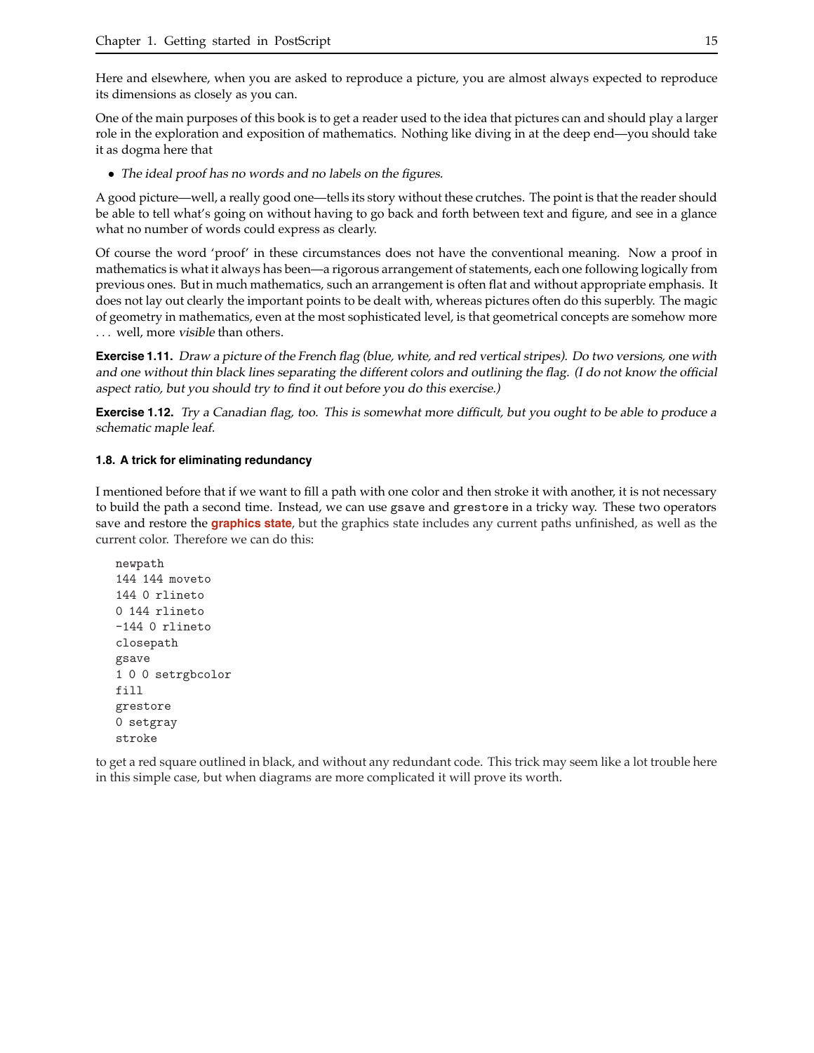Here and elsewhere, when you are asked to reproduce a picture, you are almost always expected to reproduce its dimensions as closely as you can.

One of the main purposes of this book is to get a reader used to the idea that pictures can and should play a larger role in the exploration and exposition of mathematics. Nothing like diving in at the deep end—you should take it as dogma here that

- *The ideal proof has no words and no labels on the figures.*

A good picture—well, a really good one—tells its story without these crutches. The point is that the reader should be able to tell what's going on without having to go back and forth between text and figure, and see in a glance what no number of words could express as clearly.

Of course the word 'proof' in these circumstances does not have the conventional meaning. Now a proof in mathematics is what it always has been—a rigorous arrangement of statements, each one following logically from previous ones. But in much mathematics, such an arrangement is often flat and without appropriate emphasis. It does not lay out clearly the important points to be dealt with, whereas pictures often do this superbly. The magic of geometry in mathematics, even at the most sophisticated level, is that geometrical concepts are somehow more . . . well, more *visible* than others.

**Exercise 1.11.** *Draw a picture of the French flag (blue, white, and red vertical stripes). Do two versions, one with and one without thin black lines separating the different colors and outlining the flag. (I do not know the official aspect ratio, but you should try to find it out before you do this exercise.)*

**Exercise 1.12.** *Try a Canadian flag, too. This is somewhat more difficult, but you ought to be able to produce a schematic maple leaf.*

### 1.8. A trick for eliminating redundancy

I mentioned before that if we want to fill a path with one color and then stroke it with another, it is not necessary to build the path a second time. Instead, we can use gsave and grestore in a tricky way. These two operators save and restore the **graphics state**, but the graphics state includes any current paths unfinished, as well as the current color. Therefore we can do this:

```
newpath
144 144 moveto
144 0 rlineto
0 144 rlineto
-144 0 rlineto
closepath
gsave
1 0 0 setrgbcolor
fill
grestore
0 setgray
stroke
```

to get a red square outlined in black, and without any redundant code. This trick may seem like a lot trouble here in this simple case, but when diagrams are more complicated it will prove its worth.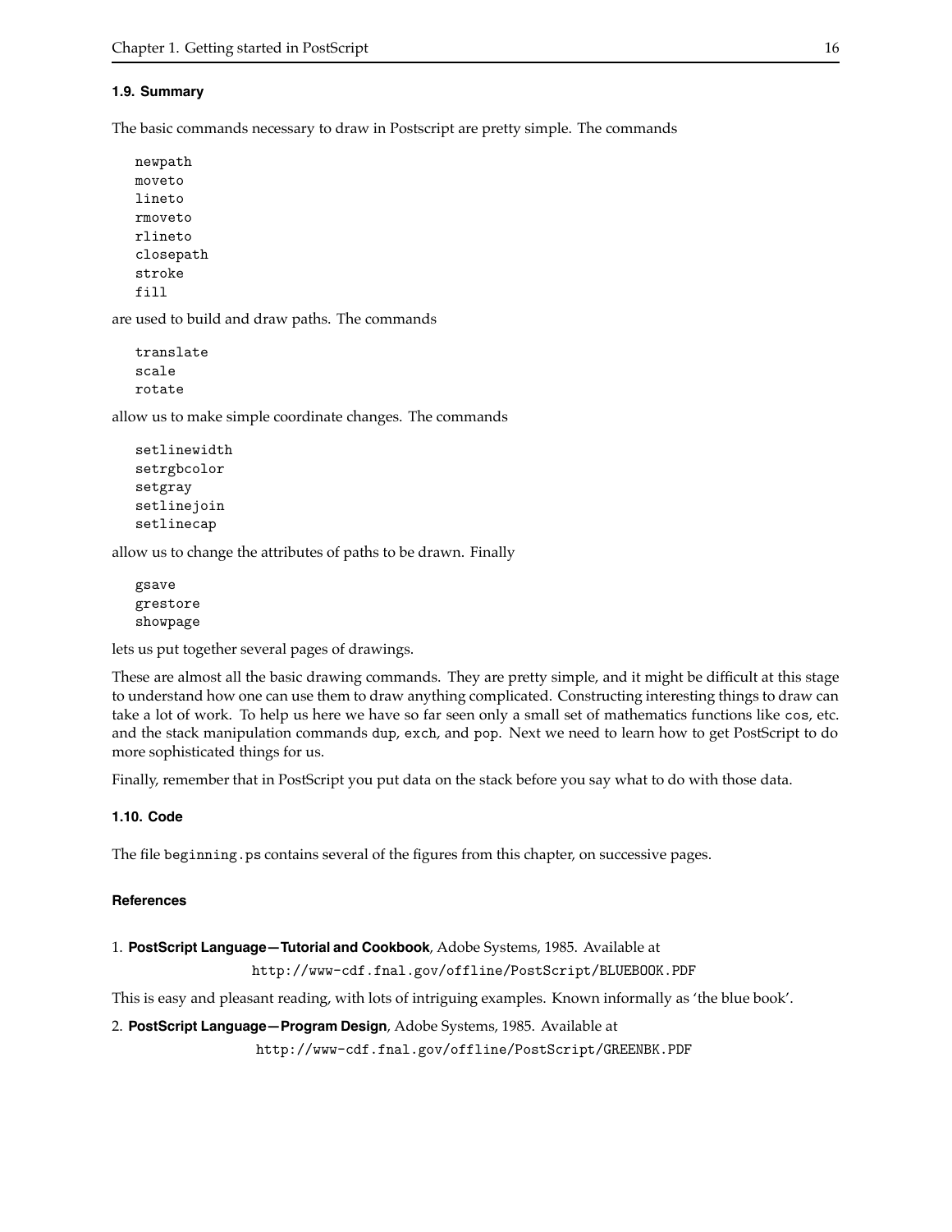### 1.9. Summary

The basic commands necessary to draw in Postscript are pretty simple. The commands

```
newpath
moveto
lineto
rmoveto
rlineto
closepath
stroke
fill
```

are used to build and draw paths. The commands

```
translate
scale
rotate
```

allow us to make simple coordinate changes. The commands

```
setlinewidth
setrgbcolor
setgray
setlinejoin
setlinecap
```

allow us to change the attributes of paths to be drawn. Finally

```
gsave
grestore
showpage
```

lets us put together several pages of drawings.

These are almost all the basic drawing commands. They are pretty simple, and it might be difficult at this stage to understand how one can use them to draw anything complicated. Constructing interesting things to draw can take a lot of work. To help us here we have so far seen only a small set of mathematics functions like `cos`, etc. and the stack manipulation commands `dup`, `exch`, and `pop`. Next we need to learn how to get PostScript to do more sophisticated things for us.

Finally, remember that in PostScript you put data on the stack before you say what to do with those data.

### 1.10. Code

The file `beginning.ps` contains several of the figures from this chapter, on successive pages.

### References

1. **PostScript Language—Tutorial and Cookbook**, Adobe Systems, 1985. Available at

   `http://www-cdf.fnal.gov/offline/PostScript/BLUEBOOK.PDF`

This is easy and pleasant reading, with lots of intriguing examples. Known informally as 'the blue book'.

2. **PostScript Language—Program Design**, Adobe Systems, 1985. Available at

   `http://www-cdf.fnal.gov/offline/PostScript/GREENBK.PDF`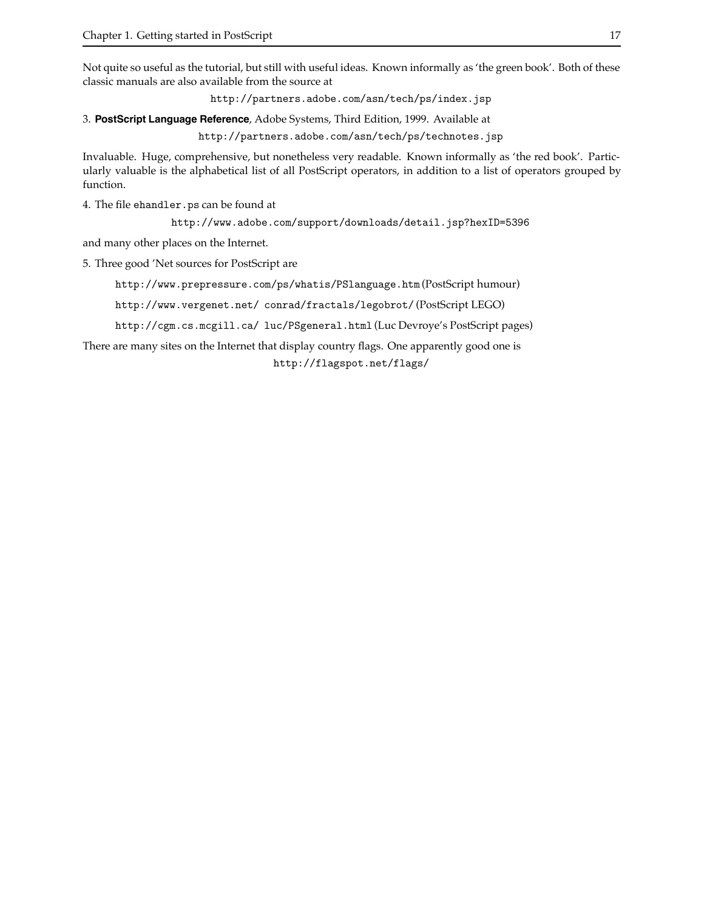Not quite so useful as the tutorial, but still with useful ideas. Known informally as 'the green book'. Both of these classic manuals are also available from the source at

`http://partners.adobe.com/asn/tech/ps/index.jsp`

3. **PostScript Language Reference**, Adobe Systems, Third Edition, 1999. Available at

`http://partners.adobe.com/asn/tech/ps/technotes.jsp`

Invaluable. Huge, comprehensive, but nonetheless very readable. Known informally as 'the red book'. Particularly valuable is the alphabetical list of all PostScript operators, in addition to a list of operators grouped by function.

4. The file `ehandler.ps` can be found at

`http://www.adobe.com/support/downloads/detail.jsp?hexID=5396`

and many other places on the Internet.

5. Three good 'Net sources for PostScript are

`http://www.prepressure.com/ps/whatis/PSlanguage.htm` (PostScript humour)

`http://www.vergenet.net/ conrad/fractals/legobrot/` (PostScript LEGO)

`http://cgm.cs.mcgill.ca/ luc/PSgeneral.html` (Luc Devroye's PostScript pages)

There are many sites on the Internet that display country flags. One apparently good one is

`http://flagspot.net/flags/`